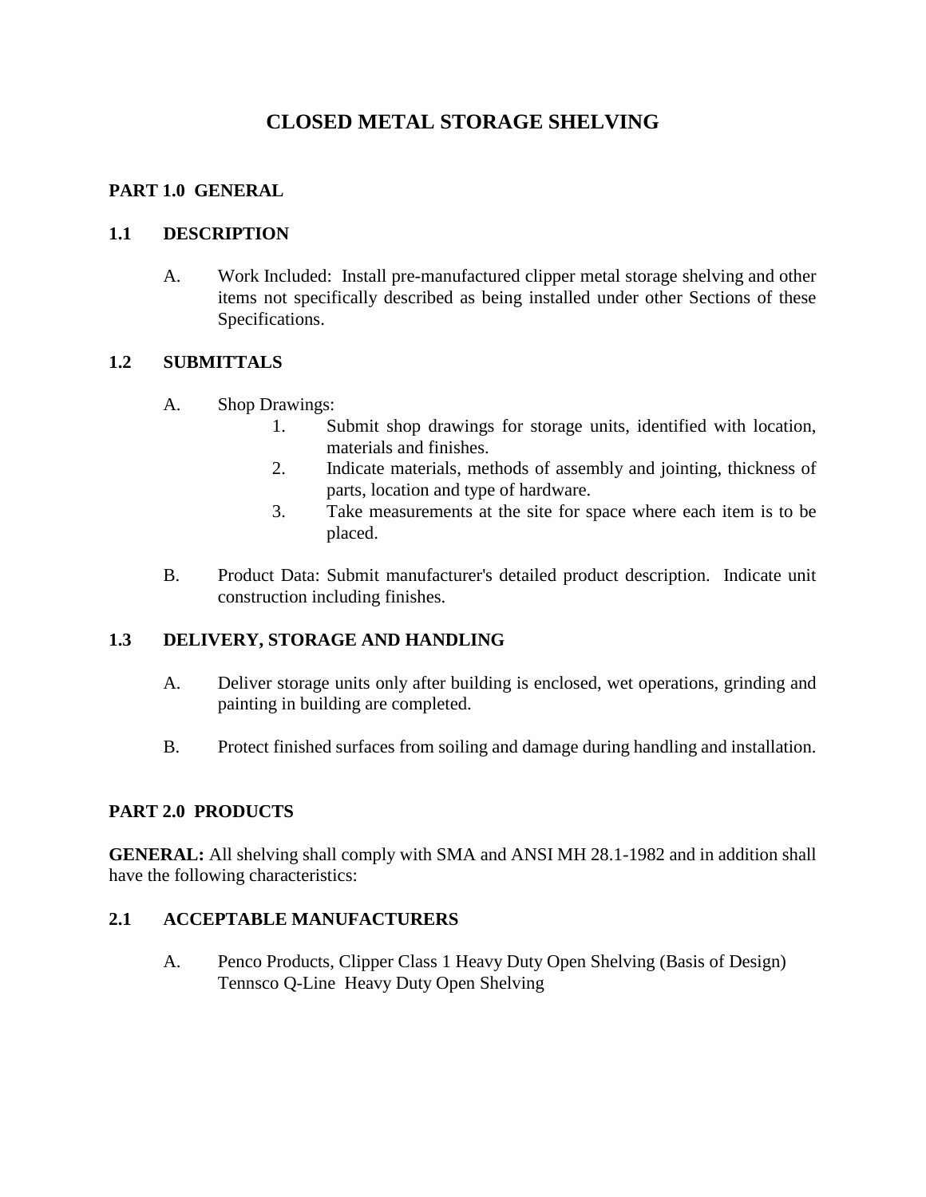# CLOSED METAL STORAGE SHELVING

## PART 1.0 GENERAL

### 1.1 DESCRIPTION

A. Work Included: Install pre-manufactured clipper metal storage shelving and other items not specifically described as being installed under other Sections of these Specifications.

### 1.2 SUBMITTALS

A. Shop Drawings:
   1. Submit shop drawings for storage units, identified with location, materials and finishes.
   2. Indicate materials, methods of assembly and jointing, thickness of parts, location and type of hardware.
   3. Take measurements at the site for space where each item is to be placed.

B. Product Data: Submit manufacturer's detailed product description. Indicate unit construction including finishes.

### 1.3 DELIVERY, STORAGE AND HANDLING

A. Deliver storage units only after building is enclosed, wet operations, grinding and painting in building are completed.

B. Protect finished surfaces from soiling and damage during handling and installation.

## PART 2.0 PRODUCTS

**GENERAL:** All shelving shall comply with SMA and ANSI MH 28.1-1982 and in addition shall have the following characteristics:

### 2.1 ACCEPTABLE MANUFACTURERS

A. Penco Products, Clipper Class 1 Heavy Duty Open Shelving (Basis of Design)
   Tennsco Q-Line Heavy Duty Open Shelving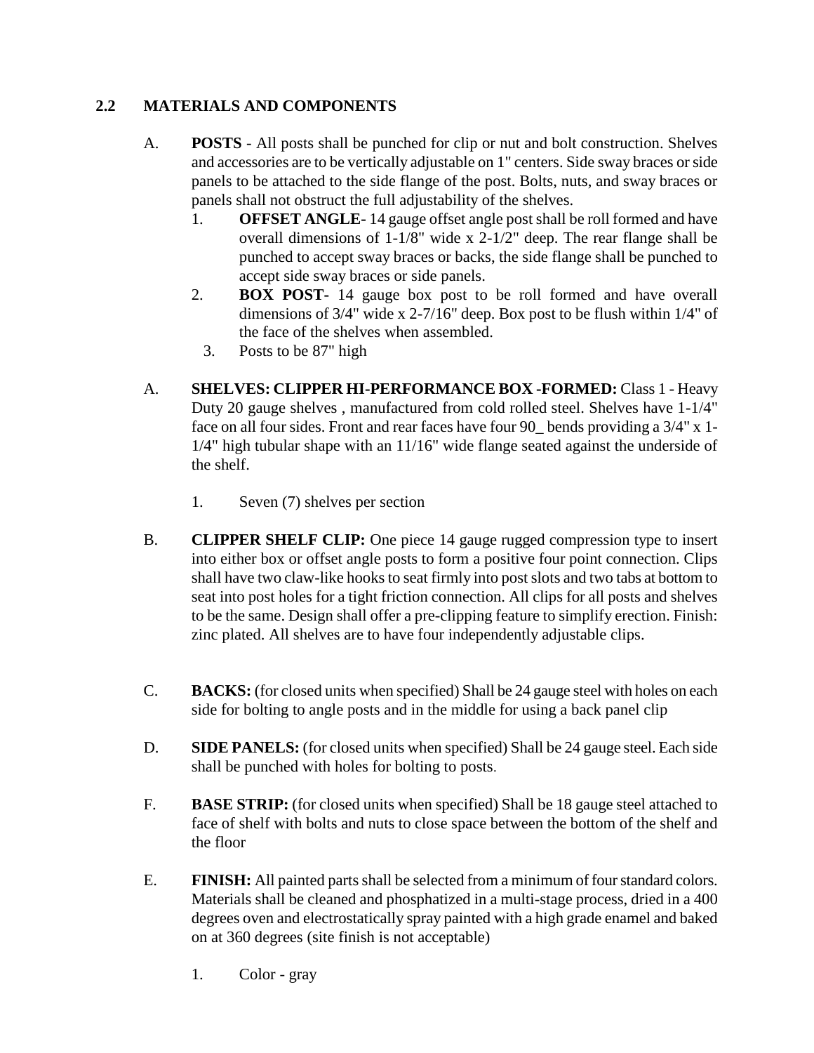## 2.2 MATERIALS AND COMPONENTS

A. **POSTS** - All posts shall be punched for clip or nut and bolt construction. Shelves and accessories are to be vertically adjustable on 1" centers. Side sway braces or side panels to be attached to the side flange of the post. Bolts, nuts, and sway braces or panels shall not obstruct the full adjustability of the shelves.

   1. **OFFSET ANGLE-** 14 gauge offset angle post shall be roll formed and have overall dimensions of 1-1/8" wide x 2-1/2" deep. The rear flange shall be punched to accept sway braces or backs, the side flange shall be punched to accept side sway braces or side panels.
   2. **BOX POST-** 14 gauge box post to be roll formed and have overall dimensions of 3/4" wide x 2-7/16" deep. Box post to be flush within 1/4" of the face of the shelves when assembled.
   3. Posts to be 87" high

A. **SHELVES: CLIPPER HI-PERFORMANCE BOX -FORMED:** Class 1 - Heavy Duty 20 gauge shelves , manufactured from cold rolled steel. Shelves have 1-1/4" face on all four sides. Front and rear faces have four 90_ bends providing a 3/4" x 1-1/4" high tubular shape with an 11/16" wide flange seated against the underside of the shelf.

   1. Seven (7) shelves per section

B. **CLIPPER SHELF CLIP:** One piece 14 gauge rugged compression type to insert into either box or offset angle posts to form a positive four point connection. Clips shall have two claw-like hooks to seat firmly into post slots and two tabs at bottom to seat into post holes for a tight friction connection. All clips for all posts and shelves to be the same. Design shall offer a pre-clipping feature to simplify erection. Finish: zinc plated. All shelves are to have four independently adjustable clips.

C. **BACKS:** (for closed units when specified) Shall be 24 gauge steel with holes on each side for bolting to angle posts and in the middle for using a back panel clip

D. **SIDE PANELS:** (for closed units when specified) Shall be 24 gauge steel. Each side shall be punched with holes for bolting to posts.

F. **BASE STRIP:** (for closed units when specified) Shall be 18 gauge steel attached to face of shelf with bolts and nuts to close space between the bottom of the shelf and the floor

E. **FINISH:** All painted parts shall be selected from a minimum of four standard colors. Materials shall be cleaned and phosphatized in a multi-stage process, dried in a 400 degrees oven and electrostatically spray painted with a high grade enamel and baked on at 360 degrees (site finish is not acceptable)

   1. Color - gray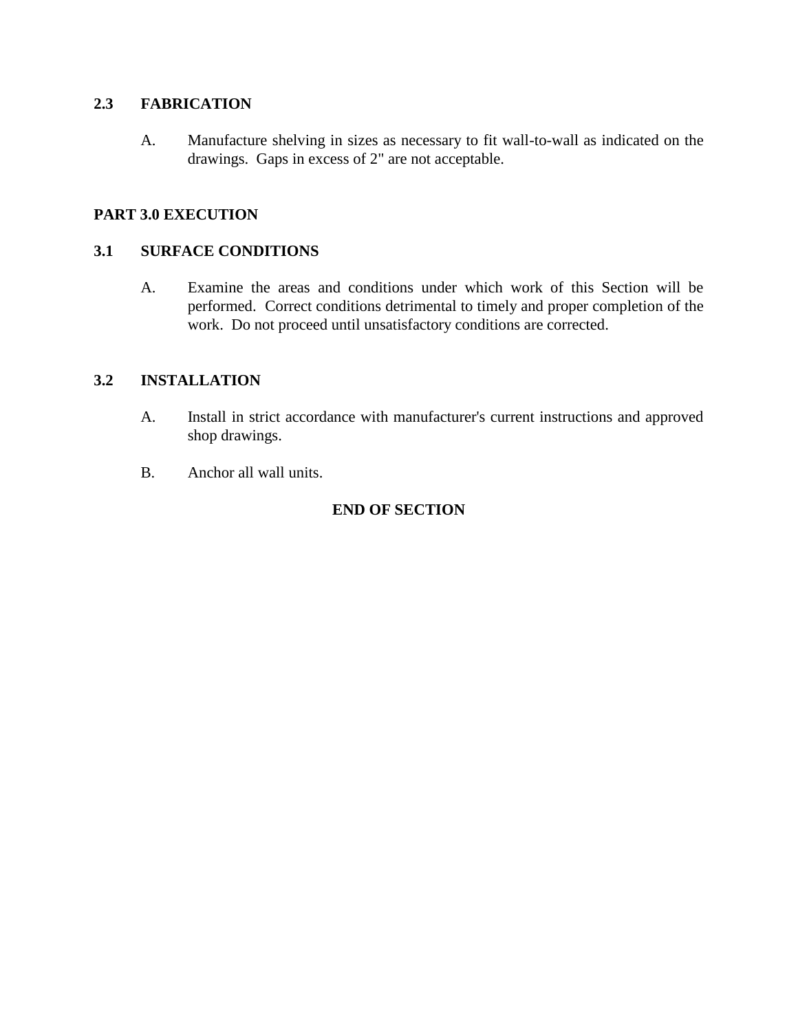### 2.3 FABRICATION

A. Manufacture shelving in sizes as necessary to fit wall-to-wall as indicated on the drawings. Gaps in excess of 2" are not acceptable.

## PART 3.0 EXECUTION

### 3.1 SURFACE CONDITIONS

A. Examine the areas and conditions under which work of this Section will be performed. Correct conditions detrimental to timely and proper completion of the work. Do not proceed until unsatisfactory conditions are corrected.

### 3.2 INSTALLATION

A. Install in strict accordance with manufacturer's current instructions and approved shop drawings.

B. Anchor all wall units.

**END OF SECTION**